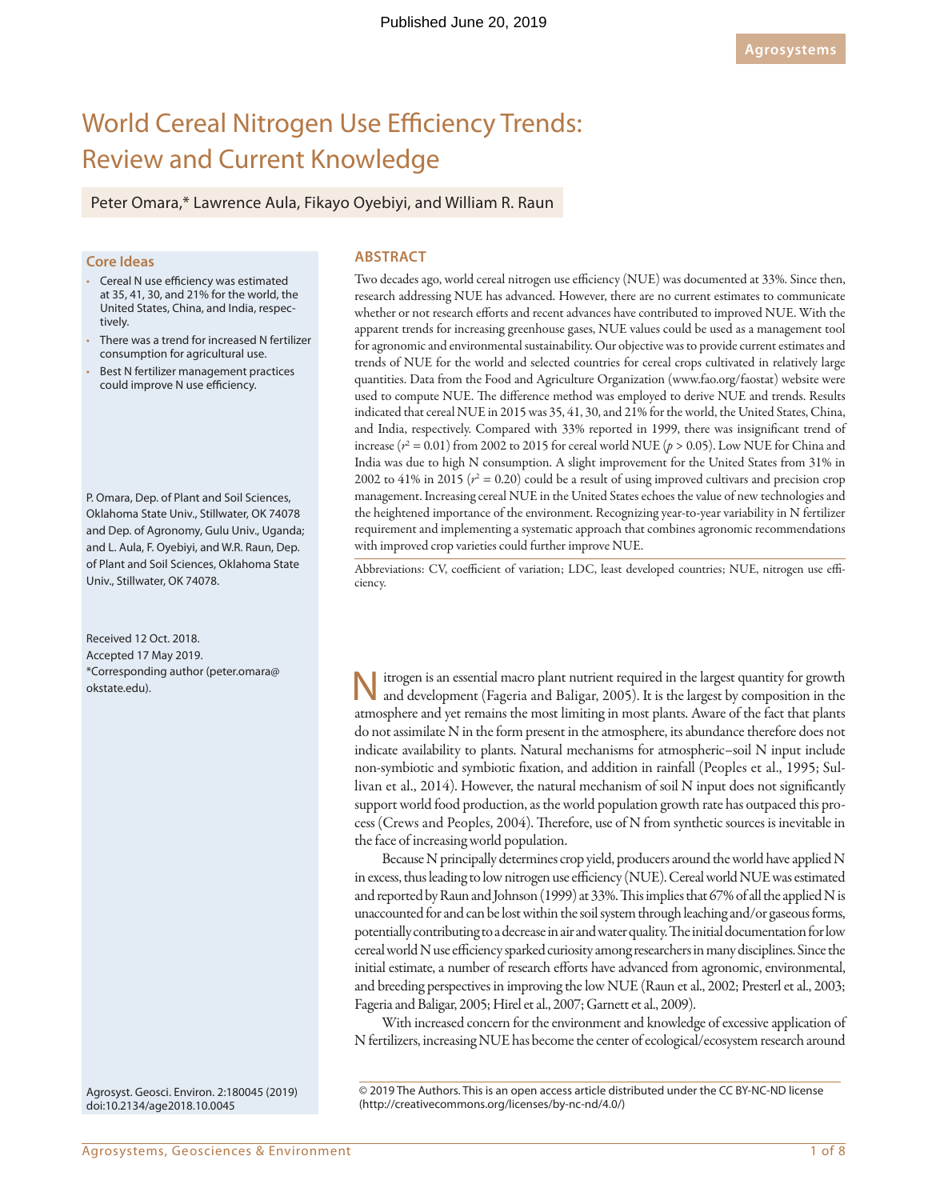Published June 20, 2019

Agrosystems

# World Cereal Nitrogen Use Efficiency Trends: Review and Current Knowledge

Peter Omara,* Lawrence Aula, Fikayo Oyebiyi, and William R. Raun

## Core Ideas

- Cereal N use efficiency was estimated at 35, 41, 30, and 21% for the world, the United States, China, and India, respectively.
- There was a trend for increased N fertilizer consumption for agricultural use.
- Best N fertilizer management practices could improve N use efficiency.

P. Omara, Dep. of Plant and Soil Sciences, Oklahoma State Univ., Stillwater, OK 74078 and Dep. of Agronomy, Gulu Univ., Uganda; and L. Aula, F. Oyebiyi, and W.R. Raun, Dep. of Plant and Soil Sciences, Oklahoma State Univ., Stillwater, OK 74078.

Received 12 Oct. 2018.
Accepted 17 May 2019.
*Corresponding author (peter.omara@okstate.edu).

Agrosyst. Geosci. Environ. 2:180045 (2019)
doi:10.2134/age2018.10.0045

## ABSTRACT

Two decades ago, world cereal nitrogen use efficiency (NUE) was documented at 33%. Since then, research addressing NUE has advanced. However, there are no current estimates to communicate whether or not research efforts and recent advances have contributed to improved NUE. With the apparent trends for increasing greenhouse gases, NUE values could be used as a management tool for agronomic and environmental sustainability. Our objective was to provide current estimates and trends of NUE for the world and selected countries for cereal crops cultivated in relatively large quantities. Data from the Food and Agriculture Organization (www.fao.org/faostat) website were used to compute NUE. The difference method was employed to derive NUE and trends. Results indicated that cereal NUE in 2015 was 35, 41, 30, and 21% for the world, the United States, China, and India, respectively. Compared with 33% reported in 1999, there was insignificant trend of increase ($r^2 = 0.01$) from 2002 to 2015 for cereal world NUE ($p > 0.05$). Low NUE for China and India was due to high N consumption. A slight improvement for the United States from 31% in 2002 to 41% in 2015 ($r^2 = 0.20$) could be a result of using improved cultivars and precision crop management. Increasing cereal NUE in the United States echoes the value of new technologies and the heightened importance of the environment. Recognizing year-to-year variability in N fertilizer requirement and implementing a systematic approach that combines agronomic recommendations with improved crop varieties could further improve NUE.

Abbreviations: CV, coefficient of variation; LDC, least developed countries; NUE, nitrogen use efficiency.

Nitrogen is an essential macro plant nutrient required in the largest quantity for growth and development (Fageria and Baligar, 2005). It is the largest by composition in the atmosphere and yet remains the most limiting in most plants. Aware of the fact that plants do not assimilate N in the form present in the atmosphere, its abundance therefore does not indicate availability to plants. Natural mechanisms for atmospheric–soil N input include non-symbiotic and symbiotic fixation, and addition in rainfall (Peoples et al., 1995; Sullivan et al., 2014). However, the natural mechanism of soil N input does not significantly support world food production, as the world population growth rate has outpaced this process (Crews and Peoples, 2004). Therefore, use of N from synthetic sources is inevitable in the face of increasing world population.

Because N principally determines crop yield, producers around the world have applied N in excess, thus leading to low nitrogen use efficiency (NUE). Cereal world NUE was estimated and reported by Raun and Johnson (1999) at 33%. This implies that 67% of all the applied N is unaccounted for and can be lost within the soil system through leaching and/or gaseous forms, potentially contributing to a decrease in air and water quality. The initial documentation for low cereal world N use efficiency sparked curiosity among researchers in many disciplines. Since the initial estimate, a number of research efforts have advanced from agronomic, environmental, and breeding perspectives in improving the low NUE (Raun et al., 2002; Presterl et al., 2003; Fageria and Baligar, 2005; Hirel et al., 2007; Garnett et al., 2009).

With increased concern for the environment and knowledge of excessive application of N fertilizers, increasing NUE has become the center of ecological/ecosystem research around

© 2019 The Authors. This is an open access article distributed under the CC BY-NC-ND license (http://creativecommons.org/licenses/by-nc-nd/4.0/)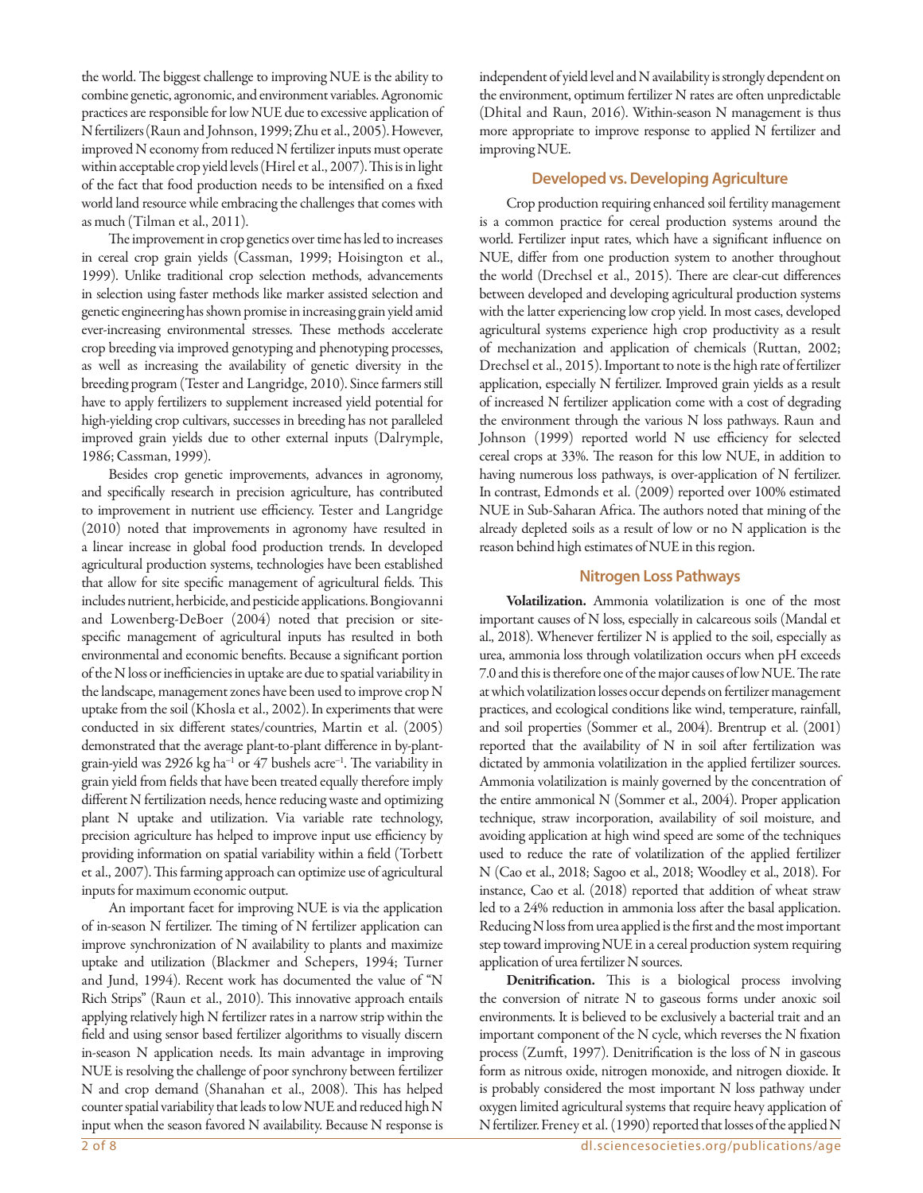the world. The biggest challenge to improving NUE is the ability to combine genetic, agronomic, and environment variables. Agronomic practices are responsible for low NUE due to excessive application of N fertilizers (Raun and Johnson, 1999; Zhu et al., 2005). However, improved N economy from reduced N fertilizer inputs must operate within acceptable crop yield levels (Hirel et al., 2007). This is in light of the fact that food production needs to be intensified on a fixed world land resource while embracing the challenges that comes with as much (Tilman et al., 2011).

The improvement in crop genetics over time has led to increases in cereal crop grain yields (Cassman, 1999; Hoisington et al., 1999). Unlike traditional crop selection methods, advancements in selection using faster methods like marker assisted selection and genetic engineering has shown promise in increasing grain yield amid ever-increasing environmental stresses. These methods accelerate crop breeding via improved genotyping and phenotyping processes, as well as increasing the availability of genetic diversity in the breeding program (Tester and Langridge, 2010). Since farmers still have to apply fertilizers to supplement increased yield potential for high-yielding crop cultivars, successes in breeding has not paralleled improved grain yields due to other external inputs (Dalrymple, 1986; Cassman, 1999).

Besides crop genetic improvements, advances in agronomy, and specifically research in precision agriculture, has contributed to improvement in nutrient use efficiency. Tester and Langridge (2010) noted that improvements in agronomy have resulted in a linear increase in global food production trends. In developed agricultural production systems, technologies have been established that allow for site specific management of agricultural fields. This includes nutrient, herbicide, and pesticide applications. Bongiovanni and Lowenberg-DeBoer (2004) noted that precision or site-specific management of agricultural inputs has resulted in both environmental and economic benefits. Because a significant portion of the N loss or inefficiencies in uptake are due to spatial variability in the landscape, management zones have been used to improve crop N uptake from the soil (Khosla et al., 2002). In experiments that were conducted in six different states/countries, Martin et al. (2005) demonstrated that the average plant-to-plant difference in by-plant-grain-yield was 2926 kg ha$^{-1}$ or 47 bushels acre$^{-1}$. The variability in grain yield from fields that have been treated equally therefore imply different N fertilization needs, hence reducing waste and optimizing plant N uptake and utilization. Via variable rate technology, precision agriculture has helped to improve input use efficiency by providing information on spatial variability within a field (Torbett et al., 2007). This farming approach can optimize use of agricultural inputs for maximum economic output.

An important facet for improving NUE is via the application of in-season N fertilizer. The timing of N fertilizer application can improve synchronization of N availability to plants and maximize uptake and utilization (Blackmer and Schepers, 1994; Turner and Jund, 1994). Recent work has documented the value of "N Rich Strips" (Raun et al., 2010). This innovative approach entails applying relatively high N fertilizer rates in a narrow strip within the field and using sensor based fertilizer algorithms to visually discern in-season N application needs. Its main advantage in improving NUE is resolving the challenge of poor synchrony between fertilizer N and crop demand (Shanahan et al., 2008). This has helped counter spatial variability that leads to low NUE and reduced high N input when the season favored N availability. Because N response is independent of yield level and N availability is strongly dependent on the environment, optimum fertilizer N rates are often unpredictable (Dhital and Raun, 2016). Within-season N management is thus more appropriate to improve response to applied N fertilizer and improving NUE.

## Developed vs. Developing Agriculture

Crop production requiring enhanced soil fertility management is a common practice for cereal production systems around the world. Fertilizer input rates, which have a significant influence on NUE, differ from one production system to another throughout the world (Drechsel et al., 2015). There are clear-cut differences between developed and developing agricultural production systems with the latter experiencing low crop yield. In most cases, developed agricultural systems experience high crop productivity as a result of mechanization and application of chemicals (Ruttan, 2002; Drechsel et al., 2015). Important to note is the high rate of fertilizer application, especially N fertilizer. Improved grain yields as a result of increased N fertilizer application come with a cost of degrading the environment through the various N loss pathways. Raun and Johnson (1999) reported world N use efficiency for selected cereal crops at 33%. The reason for this low NUE, in addition to having numerous loss pathways, is over-application of N fertilizer. In contrast, Edmonds et al. (2009) reported over 100% estimated NUE in Sub-Saharan Africa. The authors noted that mining of the already depleted soils as a result of low or no N application is the reason behind high estimates of NUE in this region.

## Nitrogen Loss Pathways

**Volatilization.** Ammonia volatilization is one of the most important causes of N loss, especially in calcareous soils (Mandal et al., 2018). Whenever fertilizer N is applied to the soil, especially as urea, ammonia loss through volatilization occurs when pH exceeds 7.0 and this is therefore one of the major causes of low NUE. The rate at which volatilization losses occur depends on fertilizer management practices, and ecological conditions like wind, temperature, rainfall, and soil properties (Sommer et al., 2004). Brentrup et al. (2001) reported that the availability of N in soil after fertilization was dictated by ammonia volatilization in the applied fertilizer sources. Ammonia volatilization is mainly governed by the concentration of the entire ammonical N (Sommer et al., 2004). Proper application technique, straw incorporation, availability of soil moisture, and avoiding application at high wind speed are some of the techniques used to reduce the rate of volatilization of the applied fertilizer N (Cao et al., 2018; Sagoo et al., 2018; Woodley et al., 2018). For instance, Cao et al. (2018) reported that addition of wheat straw led to a 24% reduction in ammonia loss after the basal application. Reducing N loss from urea applied is the first and the most important step toward improving NUE in a cereal production system requiring application of urea fertilizer N sources.

**Denitrification.** This is a biological process involving the conversion of nitrate N to gaseous forms under anoxic soil environments. It is believed to be exclusively a bacterial trait and an important component of the N cycle, which reverses the N fixation process (Zumft, 1997). Denitrification is the loss of N in gaseous form as nitrous oxide, nitrogen monoxide, and nitrogen dioxide. It is probably considered the most important N loss pathway under oxygen limited agricultural systems that require heavy application of N fertilizer. Freney et al. (1990) reported that losses of the applied N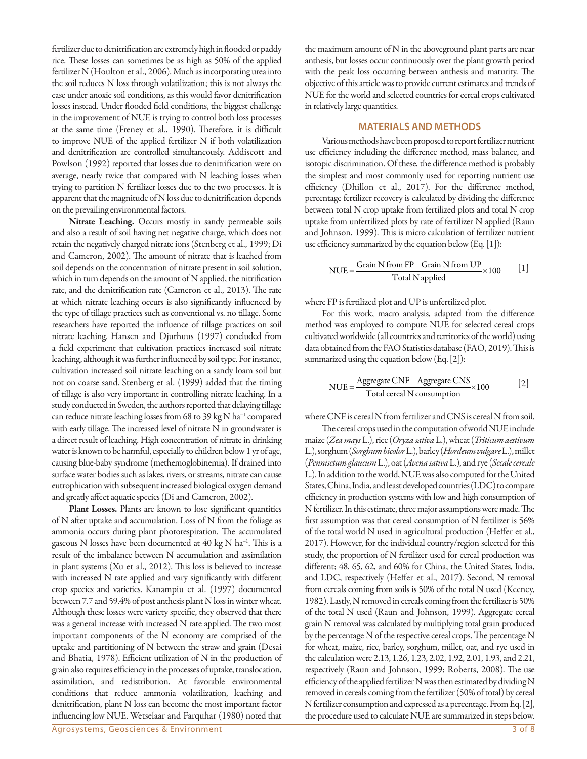fertilizer due to denitrification are extremely high in flooded or paddy rice. These losses can sometimes be as high as 50% of the applied fertilizer N (Houlton et al., 2006). Much as incorporating urea into the soil reduces N loss through volatilization; this is not always the case under anoxic soil conditions, as this would favor denitrification losses instead. Under flooded field conditions, the biggest challenge in the improvement of NUE is trying to control both loss processes at the same time (Freney et al., 1990). Therefore, it is difficult to improve NUE of the applied fertilizer N if both volatilization and denitrification are controlled simultaneously. Addiscott and Powlson (1992) reported that losses due to denitrification were on average, nearly twice that compared with N leaching losses when trying to partition N fertilizer losses due to the two processes. It is apparent that the magnitude of N loss due to denitrification depends on the prevailing environmental factors.

**Nitrate Leaching.** Occurs mostly in sandy permeable soils and also a result of soil having net negative charge, which does not retain the negatively charged nitrate ions (Stenberg et al., 1999; Di and Cameron, 2002). The amount of nitrate that is leached from soil depends on the concentration of nitrate present in soil solution, which in turn depends on the amount of N applied, the nitrification rate, and the denitrification rate (Cameron et al., 2013). The rate at which nitrate leaching occurs is also significantly influenced by the type of tillage practices such as conventional vs. no tillage. Some researchers have reported the influence of tillage practices on soil nitrate leaching. Hansen and Djurhuus (1997) concluded from a field experiment that cultivation practices increased soil nitrate leaching, although it was further influenced by soil type. For instance, cultivation increased soil nitrate leaching on a sandy loam soil but not on coarse sand. Stenberg et al. (1999) added that the timing of tillage is also very important in controlling nitrate leaching. In a study conducted in Sweden, the authors reported that delaying tillage can reduce nitrate leaching losses from 68 to 39 kg N ha$^{-1}$ compared with early tillage. The increased level of nitrate N in groundwater is a direct result of leaching. High concentration of nitrate in drinking water is known to be harmful, especially to children below 1 yr of age, causing blue-baby syndrome (methemoglobinemia). If drained into surface water bodies such as lakes, rivers, or streams, nitrate can cause eutrophication with subsequent increased biological oxygen demand and greatly affect aquatic species (Di and Cameron, 2002).

**Plant Losses.** Plants are known to lose significant quantities of N after uptake and accumulation. Loss of N from the foliage as ammonia occurs during plant photorespiration. The accumulated gaseous N losses have been documented at 40 kg N ha$^{-1}$. This is a result of the imbalance between N accumulation and assimilation in plant systems (Xu et al., 2012). This loss is believed to increase with increased N rate applied and vary significantly with different crop species and varieties. Kanampiu et al. (1997) documented between 7.7 and 59.4% of post anthesis plant N loss in winter wheat. Although these losses were variety specific, they observed that there was a general increase with increased N rate applied. The two most important components of the N economy are comprised of the uptake and partitioning of N between the straw and grain (Desai and Bhatia, 1978). Efficient utilization of N in the production of grain also requires efficiency in the processes of uptake, translocation, assimilation, and redistribution. At favorable environmental conditions that reduce ammonia volatilization, leaching and denitrification, plant N loss can become the most important factor influencing low NUE. Wetselaar and Farquhar (1980) noted that the maximum amount of N in the aboveground plant parts are near anthesis, but losses occur continuously over the plant growth period with the peak loss occurring between anthesis and maturity. The objective of this article was to provide current estimates and trends of NUE for the world and selected countries for cereal crops cultivated in relatively large quantities.

## MATERIALS AND METHODS

Various methods have been proposed to report fertilizer nutrient use efficiency including the difference method, mass balance, and isotopic discrimination. Of these, the difference method is probably the simplest and most commonly used for reporting nutrient use efficiency (Dhillon et al., 2017). For the difference method, percentage fertilizer recovery is calculated by dividing the difference between total N crop uptake from fertilized plots and total N crop uptake from unfertilized plots by rate of fertilizer N applied (Raun and Johnson, 1999). This is micro calculation of fertilizer nutrient use efficiency summarized by the equation below (Eq. [1]):

$$\mathrm{NUE} = \frac{\text{Grain N from FP} - \text{Grain N from UP}}{\text{Total N applied}} \times 100 \qquad [1]$$

where FP is fertilized plot and UP is unfertilized plot.

For this work, macro analysis, adapted from the difference method was employed to compute NUE for selected cereal crops cultivated worldwide (all countries and territories of the world) using data obtained from the FAO Statistics database (FAO, 2019). This is summarized using the equation below (Eq. [2]):

$$\mathrm{NUE} = \frac{\text{Aggregate CNF} - \text{Aggregate CNS}}{\text{Total cereal N consumption}} \times 100 \qquad [2]$$

where CNF is cereal N from fertilizer and CNS is cereal N from soil.

The cereal crops used in the computation of world NUE include maize (*Zea mays* L.), rice (*Oryza sativa* L.), wheat (*Triticum aestivum* L.), sorghum (*Sorghum bicolor* L.), barley (*Hordeum vulgare* L.), millet (*Pennisetum glaucum* L.), oat (*Avena sativa* L.), and rye (*Secale cereale* L.). In addition to the world, NUE was also computed for the United States, China, India, and least developed countries (LDC) to compare efficiency in production systems with low and high consumption of N fertilizer. In this estimate, three major assumptions were made. The first assumption was that cereal consumption of N fertilizer is 56% of the total world N used in agricultural production (Heffer et al., 2017). However, for the individual country/region selected for this study, the proportion of N fertilizer used for cereal production was different; 48, 65, 62, and 60% for China, the United States, India, and LDC, respectively (Heffer et al., 2017). Second, N removal from cereals coming from soils is 50% of the total N used (Keeney, 1982). Lastly, N removed in cereals coming from the fertilizer is 50% of the total N used (Raun and Johnson, 1999). Aggregate cereal grain N removal was calculated by multiplying total grain produced by the percentage N of the respective cereal crops. The percentage N for wheat, maize, rice, barley, sorghum, millet, oat, and rye used in the calculation were 2.13, 1.26, 1.23, 2.02, 1.92, 2.01, 1.93, and 2.21, respectively (Raun and Johnson, 1999; Roberts, 2008). The use efficiency of the applied fertilizer N was then estimated by dividing N removed in cereals coming from the fertilizer (50% of total) by cereal N fertilizer consumption and expressed as a percentage. From Eq. [2], the procedure used to calculate NUE are summarized in steps below.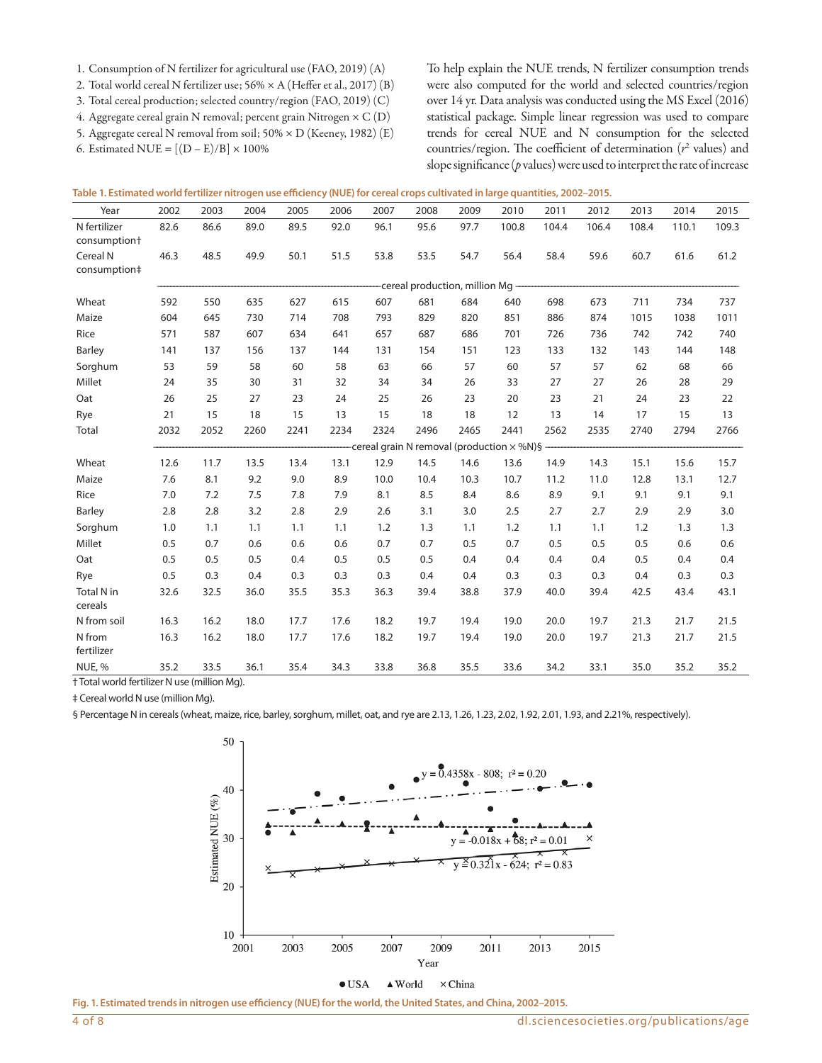1. Consumption of N fertilizer for agricultural use (FAO, 2019) (A)
2. Total world cereal N fertilizer use; 56% × A (Heffer et al., 2017) (B)
3. Total cereal production; selected country/region (FAO, 2019) (C)
4. Aggregate cereal grain N removal; percent grain Nitrogen × C (D)
5. Aggregate cereal N removal from soil; 50% × D (Keeney, 1982) (E)
6. Estimated NUE = [(D – E)/B] × 100%

To help explain the NUE trends, N fertilizer consumption trends were also computed for the world and selected countries/region over 14 yr. Data analysis was conducted using the MS Excel (2016) statistical package. Simple linear regression was used to compare trends for cereal NUE and N consumption for the selected countries/region. The coefficient of determination ($r^2$ values) and slope significance ($p$ values) were used to interpret the rate of increase

**Table 1. Estimated world fertilizer nitrogen use efficiency (NUE) for cereal crops cultivated in large quantities, 2002–2015.**

| Year | 2002 | 2003 | 2004 | 2005 | 2006 | 2007 | 2008 | 2009 | 2010 | 2011 | 2012 | 2013 | 2014 | 2015 |
|---|---|---|---|---|---|---|---|---|---|---|---|---|---|---|
| N fertilizer consumption† | 82.6 | 86.6 | 89.0 | 89.5 | 92.0 | 96.1 | 95.6 | 97.7 | 100.8 | 104.4 | 106.4 | 108.4 | 110.1 | 109.3 |
| Cereal N consumption‡ | 46.3 | 48.5 | 49.9 | 50.1 | 51.5 | 53.8 | 53.5 | 54.7 | 56.4 | 58.4 | 59.6 | 60.7 | 61.6 | 61.2 |
| | cereal production, million Mg | | | | | | | | | | | | | |
| Wheat | 592 | 550 | 635 | 627 | 615 | 607 | 681 | 684 | 640 | 698 | 673 | 711 | 734 | 737 |
| Maize | 604 | 645 | 730 | 714 | 708 | 793 | 829 | 820 | 851 | 886 | 874 | 1015 | 1038 | 1011 |
| Rice | 571 | 587 | 607 | 634 | 641 | 657 | 687 | 686 | 701 | 726 | 736 | 742 | 742 | 740 |
| Barley | 141 | 137 | 156 | 137 | 144 | 131 | 154 | 151 | 123 | 133 | 132 | 143 | 144 | 148 |
| Sorghum | 53 | 59 | 58 | 60 | 58 | 63 | 66 | 57 | 60 | 57 | 57 | 62 | 68 | 66 |
| Millet | 24 | 35 | 30 | 31 | 32 | 34 | 34 | 26 | 33 | 27 | 27 | 26 | 28 | 29 |
| Oat | 26 | 25 | 27 | 23 | 24 | 25 | 26 | 23 | 20 | 23 | 21 | 24 | 23 | 22 |
| Rye | 21 | 15 | 18 | 15 | 13 | 15 | 18 | 18 | 12 | 13 | 14 | 17 | 15 | 13 |
| Total | 2032 | 2052 | 2260 | 2241 | 2234 | 2324 | 2496 | 2465 | 2441 | 2562 | 2535 | 2740 | 2794 | 2766 |
| | cereal grain N removal (production × %N)§ | | | | | | | | | | | | | |
| Wheat | 12.6 | 11.7 | 13.5 | 13.4 | 13.1 | 12.9 | 14.5 | 14.6 | 13.6 | 14.9 | 14.3 | 15.1 | 15.6 | 15.7 |
| Maize | 7.6 | 8.1 | 9.2 | 9.0 | 8.9 | 10.0 | 10.4 | 10.3 | 10.7 | 11.2 | 11.0 | 12.8 | 13.1 | 12.7 |
| Rice | 7.0 | 7.2 | 7.5 | 7.8 | 7.9 | 8.1 | 8.5 | 8.4 | 8.6 | 8.9 | 9.1 | 9.1 | 9.1 | 9.1 |
| Barley | 2.8 | 2.8 | 3.2 | 2.8 | 2.9 | 2.6 | 3.1 | 3.0 | 2.5 | 2.7 | 2.7 | 2.9 | 2.9 | 3.0 |
| Sorghum | 1.0 | 1.1 | 1.1 | 1.1 | 1.1 | 1.2 | 1.3 | 1.1 | 1.2 | 1.1 | 1.1 | 1.2 | 1.3 | 1.3 |
| Millet | 0.5 | 0.7 | 0.6 | 0.6 | 0.6 | 0.7 | 0.7 | 0.5 | 0.7 | 0.5 | 0.5 | 0.5 | 0.6 | 0.6 |
| Oat | 0.5 | 0.5 | 0.5 | 0.4 | 0.5 | 0.5 | 0.5 | 0.4 | 0.4 | 0.4 | 0.4 | 0.5 | 0.4 | 0.4 |
| Rye | 0.5 | 0.3 | 0.4 | 0.3 | 0.3 | 0.3 | 0.4 | 0.4 | 0.3 | 0.3 | 0.3 | 0.4 | 0.3 | 0.3 |
| Total N in cereals | 32.6 | 32.5 | 36.0 | 35.5 | 35.3 | 36.3 | 39.4 | 38.8 | 37.9 | 40.0 | 39.4 | 42.5 | 43.4 | 43.1 |
| N from soil | 16.3 | 16.2 | 18.0 | 17.7 | 17.6 | 18.2 | 19.7 | 19.4 | 19.0 | 20.0 | 19.7 | 21.3 | 21.7 | 21.5 |
| N from fertilizer | 16.3 | 16.2 | 18.0 | 17.7 | 17.6 | 18.2 | 19.7 | 19.4 | 19.0 | 20.0 | 19.7 | 21.3 | 21.7 | 21.5 |
| NUE, % | 35.2 | 33.5 | 36.1 | 35.4 | 34.3 | 33.8 | 36.8 | 35.5 | 33.6 | 34.2 | 33.1 | 35.0 | 35.2 | 35.2 |

† Total world fertilizer N use (million Mg).

‡ Cereal world N use (million Mg).

§ Percentage N in cereals (wheat, maize, rice, barley, sorghum, millet, oat, and rye are 2.13, 1.26, 1.23, 2.02, 1.92, 2.01, 1.93, and 2.21%, respectively).

**Fig. 1. Estimated trends in nitrogen use efficiency (NUE) for the world, the United States, and China, 2002–2015.**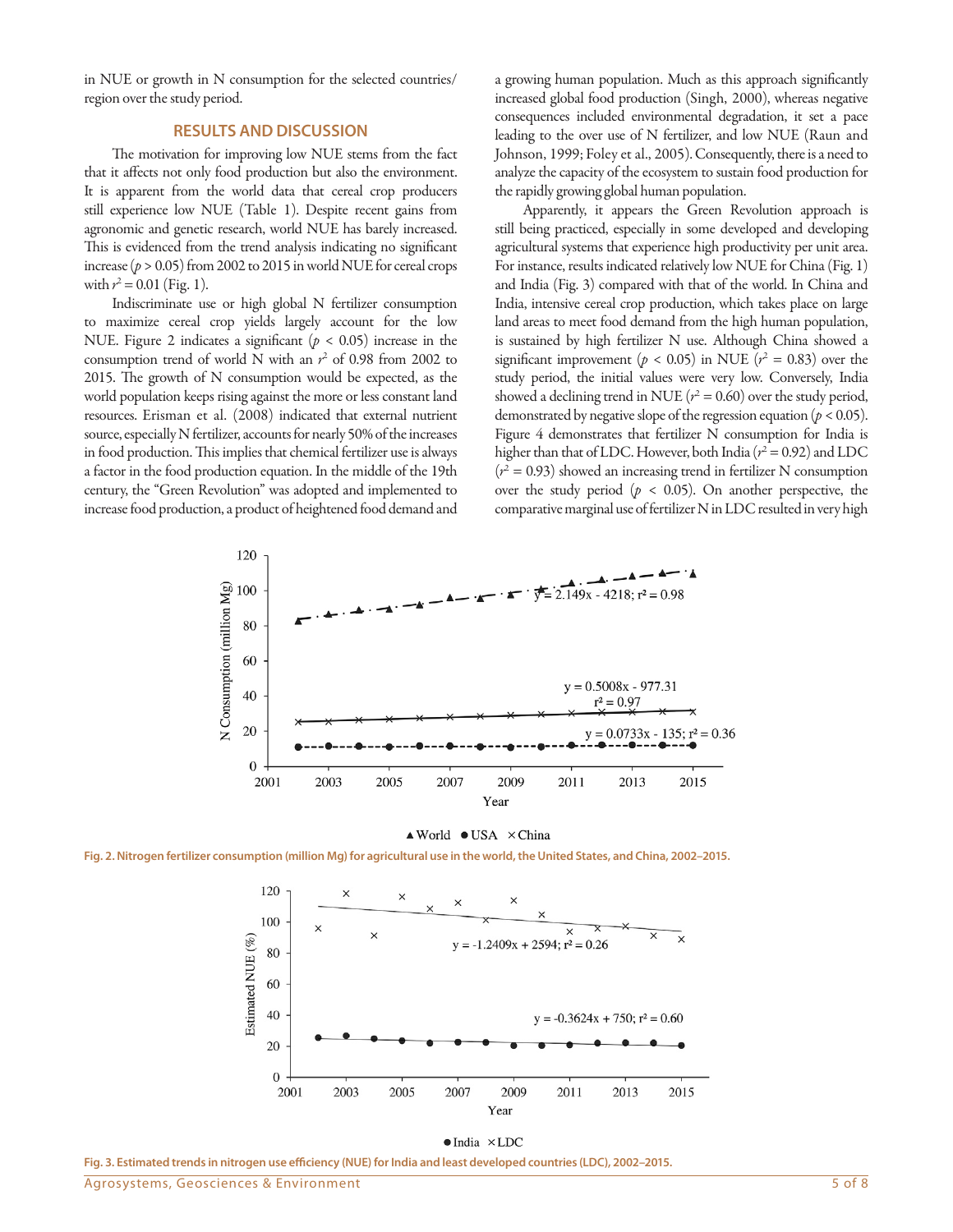in NUE or growth in N consumption for the selected countries/region over the study period.

## RESULTS AND DISCUSSION

The motivation for improving low NUE stems from the fact that it affects not only food production but also the environment. It is apparent from the world data that cereal crop producers still experience low NUE (Table 1). Despite recent gains from agronomic and genetic research, world NUE has barely increased. This is evidenced from the trend analysis indicating no significant increase ($p > 0.05$) from 2002 to 2015 in world NUE for cereal crops with $r^2 = 0.01$ (Fig. 1).

Indiscriminate use or high global N fertilizer consumption to maximize cereal crop yields largely account for the low NUE. Figure 2 indicates a significant ($p < 0.05$) increase in the consumption trend of world N with an $r^2$ of 0.98 from 2002 to 2015. The growth of N consumption would be expected, as the world population keeps rising against the more or less constant land resources. Erisman et al. (2008) indicated that external nutrient source, especially N fertilizer, accounts for nearly 50% of the increases in food production. This implies that chemical fertilizer use is always a factor in the food production equation. In the middle of the 19th century, the "Green Revolution" was adopted and implemented to increase food production, a product of heightened food demand and a growing human population. Much as this approach significantly increased global food production (Singh, 2000), whereas negative consequences included environmental degradation, it set a pace leading to the over use of N fertilizer, and low NUE (Raun and Johnson, 1999; Foley et al., 2005). Consequently, there is a need to analyze the capacity of the ecosystem to sustain food production for the rapidly growing global human population.

Apparently, it appears the Green Revolution approach is still being practiced, especially in some developed and developing agricultural systems that experience high productivity per unit area. For instance, results indicated relatively low NUE for China (Fig. 1) and India (Fig. 3) compared with that of the world. In China and India, intensive cereal crop production, which takes place on large land areas to meet food demand from the high human population, is sustained by high fertilizer N use. Although China showed a significant improvement ($p < 0.05$) in NUE ($r^2 = 0.83$) over the study period, the initial values were very low. Conversely, India showed a declining trend in NUE ($r^2 = 0.60$) over the study period, demonstrated by negative slope of the regression equation ($p < 0.05$). Figure 4 demonstrates that fertilizer N consumption for India is higher than that of LDC. However, both India ($r^2 = 0.92$) and LDC ($r^2 = 0.93$) showed an increasing trend in fertilizer N consumption over the study period ($p < 0.05$). On another perspective, the comparative marginal use of fertilizer N in LDC resulted in very high

**Fig. 2. Nitrogen fertilizer consumption (million Mg) for agricultural use in the world, the United States, and China, 2002–2015.**

**Fig. 3. Estimated trends in nitrogen use efficiency (NUE) for India and least developed countries (LDC), 2002–2015.**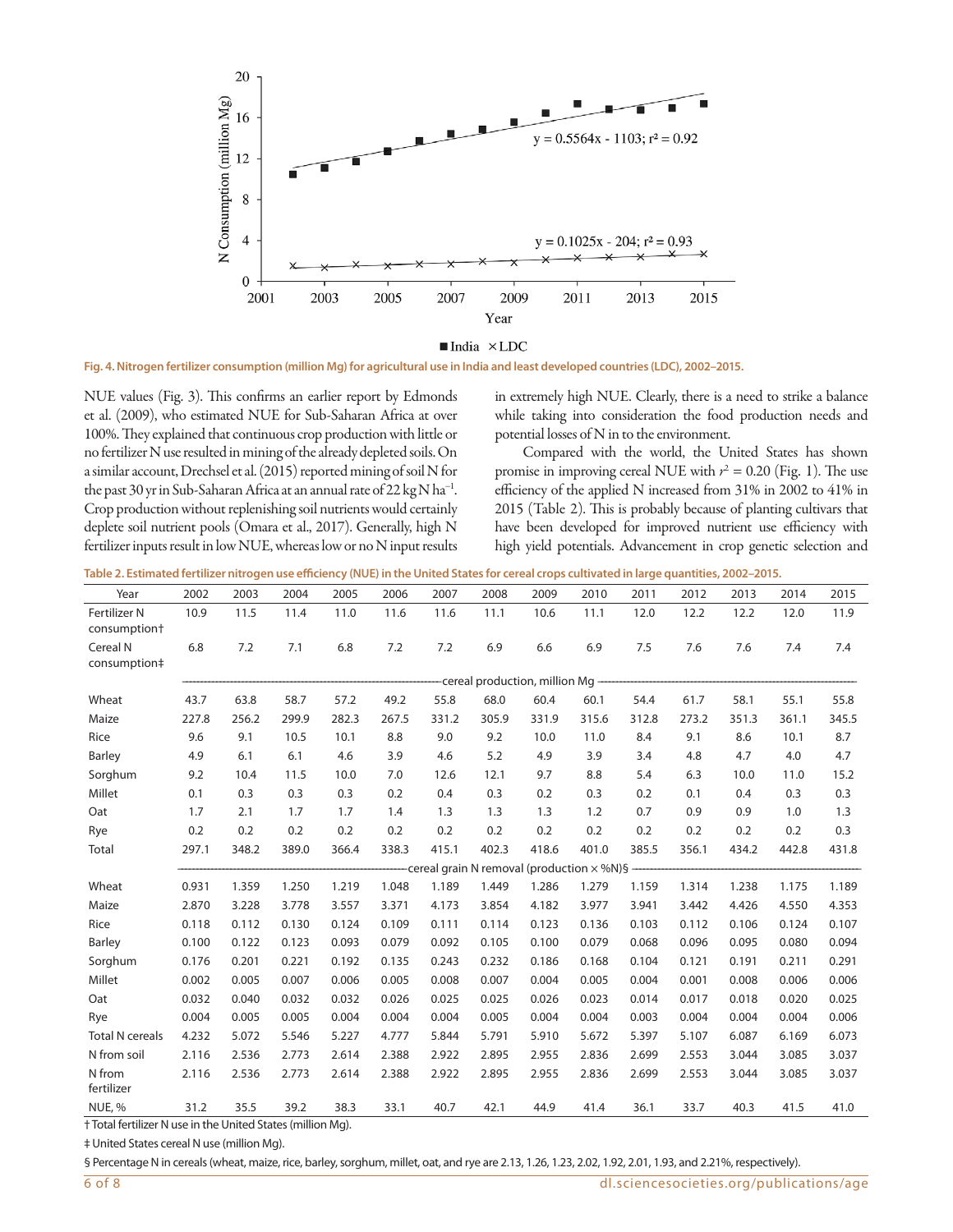Fig. 4. Nitrogen fertilizer consumption (million Mg) for agricultural use in India and least developed countries (LDC), 2002–2015.

NUE values (Fig. 3). This confirms an earlier report by Edmonds et al. (2009), who estimated NUE for Sub-Saharan Africa at over 100%. They explained that continuous crop production with little or no fertilizer N use resulted in mining of the already depleted soils. On a similar account, Drechsel et al. (2015) reported mining of soil N for the past 30 yr in Sub-Saharan Africa at an annual rate of 22 kg N ha$^{-1}$. Crop production without replenishing soil nutrients would certainly deplete soil nutrient pools (Omara et al., 2017). Generally, high N fertilizer inputs result in low NUE, whereas low or no N input results in extremely high NUE. Clearly, there is a need to strike a balance while taking into consideration the food production needs and potential losses of N in to the environment.

Compared with the world, the United States has shown promise in improving cereal NUE with $r^2 = 0.20$ (Fig. 1). The use efficiency of the applied N increased from 31% in 2002 to 41% in 2015 (Table 2). This is probably because of planting cultivars that have been developed for improved nutrient use efficiency with high yield potentials. Advancement in crop genetic selection and

Table 2. Estimated fertilizer nitrogen use efficiency (NUE) in the United States for cereal crops cultivated in large quantities, 2002–2015.

| Year | 2002 | 2003 | 2004 | 2005 | 2006 | 2007 | 2008 | 2009 | 2010 | 2011 | 2012 | 2013 | 2014 | 2015 |
|---|---|---|---|---|---|---|---|---|---|---|---|---|---|---|
| Fertilizer N consumption† | 10.9 | 11.5 | 11.4 | 11.0 | 11.6 | 11.6 | 11.1 | 10.6 | 11.1 | 12.0 | 12.2 | 12.2 | 12.0 | 11.9 |
| Cereal N consumption‡ | 6.8 | 7.2 | 7.1 | 6.8 | 7.2 | 7.2 | 6.9 | 6.6 | 6.9 | 7.5 | 7.6 | 7.6 | 7.4 | 7.4 |
| | cereal production, million Mg | | | | | | | | | | | | | |
| Wheat | 43.7 | 63.8 | 58.7 | 57.2 | 49.2 | 55.8 | 68.0 | 60.4 | 60.1 | 54.4 | 61.7 | 58.1 | 55.1 | 55.8 |
| Maize | 227.8 | 256.2 | 299.9 | 282.3 | 267.5 | 331.2 | 305.9 | 331.9 | 315.6 | 312.8 | 273.2 | 351.3 | 361.1 | 345.5 |
| Rice | 9.6 | 9.1 | 10.5 | 10.1 | 8.8 | 9.0 | 9.2 | 10.0 | 11.0 | 8.4 | 9.1 | 8.6 | 10.1 | 8.7 |
| Barley | 4.9 | 6.1 | 6.1 | 4.6 | 3.9 | 4.6 | 5.2 | 4.9 | 3.9 | 3.4 | 4.8 | 4.7 | 4.0 | 4.7 |
| Sorghum | 9.2 | 10.4 | 11.5 | 10.0 | 7.0 | 12.6 | 12.1 | 9.7 | 8.8 | 5.4 | 6.3 | 10.0 | 11.0 | 15.2 |
| Millet | 0.1 | 0.3 | 0.3 | 0.3 | 0.2 | 0.4 | 0.3 | 0.2 | 0.3 | 0.2 | 0.1 | 0.4 | 0.3 | 0.3 |
| Oat | 1.7 | 2.1 | 1.7 | 1.7 | 1.4 | 1.3 | 1.3 | 1.3 | 1.2 | 0.7 | 0.9 | 0.9 | 1.0 | 1.3 |
| Rye | 0.2 | 0.2 | 0.2 | 0.2 | 0.2 | 0.2 | 0.2 | 0.2 | 0.2 | 0.2 | 0.2 | 0.2 | 0.2 | 0.3 |
| Total | 297.1 | 348.2 | 389.0 | 366.4 | 338.3 | 415.1 | 402.3 | 418.6 | 401.0 | 385.5 | 356.1 | 434.2 | 442.8 | 431.8 |
| | cereal grain N removal (production × %N)§ | | | | | | | | | | | | | |
| Wheat | 0.931 | 1.359 | 1.250 | 1.219 | 1.048 | 1.189 | 1.449 | 1.286 | 1.279 | 1.159 | 1.314 | 1.238 | 1.175 | 1.189 |
| Maize | 2.870 | 3.228 | 3.778 | 3.557 | 3.371 | 4.173 | 3.854 | 4.182 | 3.977 | 3.941 | 3.442 | 4.426 | 4.550 | 4.353 |
| Rice | 0.118 | 0.112 | 0.130 | 0.124 | 0.109 | 0.111 | 0.114 | 0.123 | 0.136 | 0.103 | 0.112 | 0.106 | 0.124 | 0.107 |
| Barley | 0.100 | 0.122 | 0.123 | 0.093 | 0.079 | 0.092 | 0.105 | 0.100 | 0.079 | 0.068 | 0.096 | 0.095 | 0.080 | 0.094 |
| Sorghum | 0.176 | 0.201 | 0.221 | 0.192 | 0.135 | 0.243 | 0.232 | 0.186 | 0.168 | 0.104 | 0.121 | 0.191 | 0.211 | 0.291 |
| Millet | 0.002 | 0.005 | 0.007 | 0.006 | 0.005 | 0.008 | 0.007 | 0.004 | 0.005 | 0.004 | 0.001 | 0.008 | 0.006 | 0.006 |
| Oat | 0.032 | 0.040 | 0.032 | 0.032 | 0.026 | 0.025 | 0.025 | 0.026 | 0.023 | 0.014 | 0.017 | 0.018 | 0.020 | 0.025 |
| Rye | 0.004 | 0.005 | 0.005 | 0.004 | 0.004 | 0.004 | 0.005 | 0.004 | 0.004 | 0.003 | 0.004 | 0.004 | 0.004 | 0.006 |
| Total N cereals | 4.232 | 5.072 | 5.546 | 5.227 | 4.777 | 5.844 | 5.791 | 5.910 | 5.672 | 5.397 | 5.107 | 6.087 | 6.169 | 6.073 |
| N from soil | 2.116 | 2.536 | 2.773 | 2.614 | 2.388 | 2.922 | 2.895 | 2.955 | 2.836 | 2.699 | 2.553 | 3.044 | 3.085 | 3.037 |
| N from fertilizer | 2.116 | 2.536 | 2.773 | 2.614 | 2.388 | 2.922 | 2.895 | 2.955 | 2.836 | 2.699 | 2.553 | 3.044 | 3.085 | 3.037 |
| NUE, % | 31.2 | 35.5 | 39.2 | 38.3 | 33.1 | 40.7 | 42.1 | 44.9 | 41.4 | 36.1 | 33.7 | 40.3 | 41.5 | 41.0 |

† Total fertilizer N use in the United States (million Mg).

‡ United States cereal N use (million Mg).

§ Percentage N in cereals (wheat, maize, rice, barley, sorghum, millet, oat, and rye are 2.13, 1.26, 1.23, 2.02, 1.92, 2.01, 1.93, and 2.21%, respectively).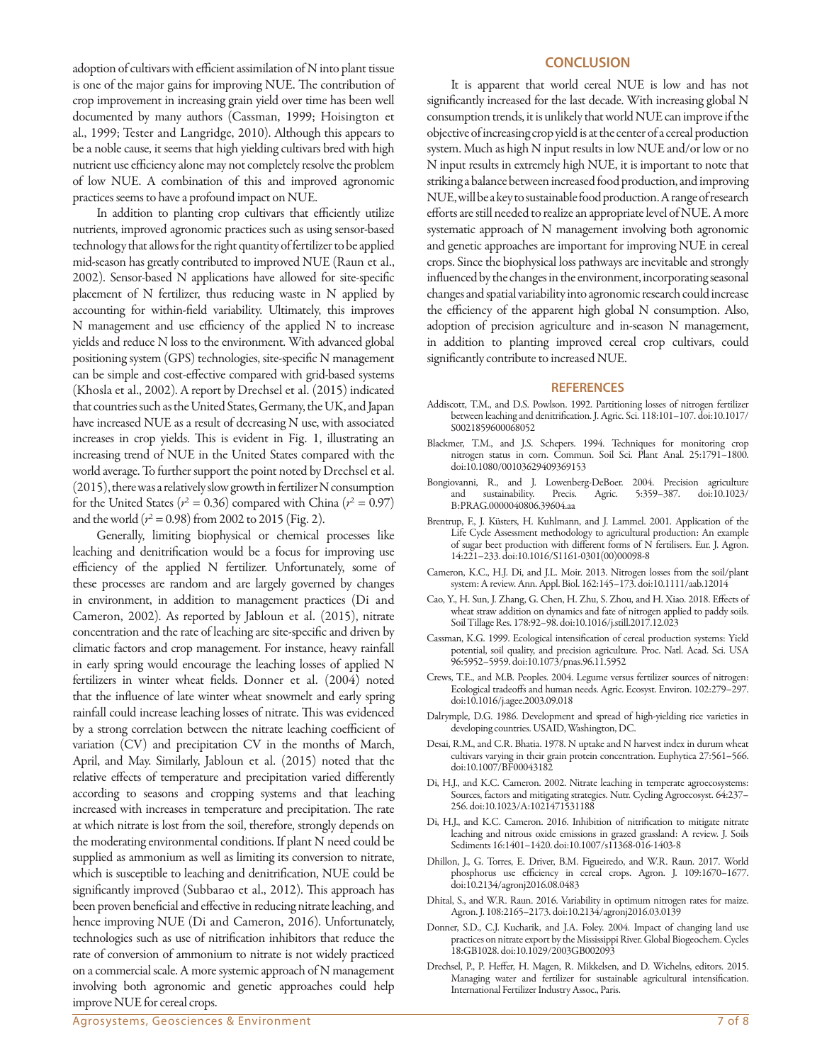adoption of cultivars with efficient assimilation of N into plant tissue is one of the major gains for improving NUE. The contribution of crop improvement in increasing grain yield over time has been well documented by many authors (Cassman, 1999; Hoisington et al., 1999; Tester and Langridge, 2010). Although this appears to be a noble cause, it seems that high yielding cultivars bred with high nutrient use efficiency alone may not completely resolve the problem of low NUE. A combination of this and improved agronomic practices seems to have a profound impact on NUE.

In addition to planting crop cultivars that efficiently utilize nutrients, improved agronomic practices such as using sensor-based technology that allows for the right quantity of fertilizer to be applied mid-season has greatly contributed to improved NUE (Raun et al., 2002). Sensor-based N applications have allowed for site-specific placement of N fertilizer, thus reducing waste in N applied by accounting for within-field variability. Ultimately, this improves N management and use efficiency of the applied N to increase yields and reduce N loss to the environment. With advanced global positioning system (GPS) technologies, site-specific N management can be simple and cost-effective compared with grid-based systems (Khosla et al., 2002). A report by Drechsel et al. (2015) indicated that countries such as the United States, Germany, the UK, and Japan have increased NUE as a result of decreasing N use, with associated increases in crop yields. This is evident in Fig. 1, illustrating an increasing trend of NUE in the United States compared with the world average. To further support the point noted by Drechsel et al. (2015), there was a relatively slow growth in fertilizer N consumption for the United States ($r^2 = 0.36$) compared with China ($r^2 = 0.97$) and the world ($r^2 = 0.98$) from 2002 to 2015 (Fig. 2).

Generally, limiting biophysical or chemical processes like leaching and denitrification would be a focus for improving use efficiency of the applied N fertilizer. Unfortunately, some of these processes are random and are largely governed by changes in environment, in addition to management practices (Di and Cameron, 2002). As reported by Jabloun et al. (2015), nitrate concentration and the rate of leaching are site-specific and driven by climatic factors and crop management. For instance, heavy rainfall in early spring would encourage the leaching losses of applied N fertilizers in winter wheat fields. Donner et al. (2004) noted that the influence of late winter wheat snowmelt and early spring rainfall could increase leaching losses of nitrate. This was evidenced by a strong correlation between the nitrate leaching coefficient of variation (CV) and precipitation CV in the months of March, April, and May. Similarly, Jabloun et al. (2015) noted that the relative effects of temperature and precipitation varied differently according to seasons and cropping systems and that leaching increased with increases in temperature and precipitation. The rate at which nitrate is lost from the soil, therefore, strongly depends on the moderating environmental conditions. If plant N need could be supplied as ammonium as well as limiting its conversion to nitrate, which is susceptible to leaching and denitrification, NUE could be significantly improved (Subbarao et al., 2012). This approach has been proven beneficial and effective in reducing nitrate leaching, and hence improving NUE (Di and Cameron, 2016). Unfortunately, technologies such as use of nitrification inhibitors that reduce the rate of conversion of ammonium to nitrate is not widely practiced on a commercial scale. A more systemic approach of N management involving both agronomic and genetic approaches could help improve NUE for cereal crops.

## CONCLUSION

It is apparent that world cereal NUE is low and has not significantly increased for the last decade. With increasing global N consumption trends, it is unlikely that world NUE can improve if the objective of increasing crop yield is at the center of a cereal production system. Much as high N input results in low NUE and/or low or no N input results in extremely high NUE, it is important to note that striking a balance between increased food production, and improving NUE, will be a key to sustainable food production. A range of research efforts are still needed to realize an appropriate level of NUE. A more systematic approach of N management involving both agronomic and genetic approaches are important for improving NUE in cereal crops. Since the biophysical loss pathways are inevitable and strongly influenced by the changes in the environment, incorporating seasonal changes and spatial variability into agronomic research could increase the efficiency of the apparent high global N consumption. Also, adoption of precision agriculture and in-season N management, in addition to planting improved cereal crop cultivars, could significantly contribute to increased NUE.

## REFERENCES

Addiscott, T.M., and D.S. Powlson. 1992. Partitioning losses of nitrogen fertilizer between leaching and denitrification. J. Agric. Sci. 118:101–107. doi:10.1017/S0021859600068052

Blackmer, T.M., and J.S. Schepers. 1994. Techniques for monitoring crop nitrogen status in corn. Commun. Soil Sci. Plant Anal. 25:1791–1800. doi:10.1080/00103629409369153

Bongiovanni, R., and J. Lowenberg-DeBoer. 2004. Precision agriculture and sustainability. Precis. Agric. 5:359–387. doi:10.1023/B:PRAG.0000040806.39604.aa

Brentrup, F., J. Küsters, H. Kuhlmann, and J. Lammel. 2001. Application of the Life Cycle Assessment methodology to agricultural production: An example of sugar beet production with different forms of N fertilisers. Eur. J. Agron. 14:221–233. doi:10.1016/S1161-0301(00)00098-8

Cameron, K.C., H.J. Di, and J.L. Moir. 2013. Nitrogen losses from the soil/plant system: A review. Ann. Appl. Biol. 162:145–173. doi:10.1111/aab.12014

Cao, Y., H. Sun, J. Zhang, G. Chen, H. Zhu, S. Zhou, and H. Xiao. 2018. Effects of wheat straw addition on dynamics and fate of nitrogen applied to paddy soils. Soil Tillage Res. 178:92–98. doi:10.1016/j.still.2017.12.023

Cassman, K.G. 1999. Ecological intensification of cereal production systems: Yield potential, soil quality, and precision agriculture. Proc. Natl. Acad. Sci. USA 96:5952–5959. doi:10.1073/pnas.96.11.5952

Crews, T.E., and M.B. Peoples. 2004. Legume versus fertilizer sources of nitrogen: Ecological tradeoffs and human needs. Agric. Ecosyst. Environ. 102:279–297. doi:10.1016/j.agee.2003.09.018

Dalrymple, D.G. 1986. Development and spread of high-yielding rice varieties in developing countries. USAID, Washington, DC.

Desai, R.M., and C.R. Bhatia. 1978. N uptake and N harvest index in durum wheat cultivars varying in their grain protein concentration. Euphytica 27:561–566. doi:10.1007/BF00043182

Di, H.J., and K.C. Cameron. 2002. Nitrate leaching in temperate agroecosystems: Sources, factors and mitigating strategies. Nutr. Cycling Agroecosyst. 64:237–256. doi:10.1023/A:1021471531188

Di, H.J., and K.C. Cameron. 2016. Inhibition of nitrification to mitigate nitrate leaching and nitrous oxide emissions in grazed grassland: A review. J. Soils Sediments 16:1401–1420. doi:10.1007/s11368-016-1403-8

Dhillon, J., G. Torres, E. Driver, B.M. Figueiredo, and W.R. Raun. 2017. World phosphorus use efficiency in cereal crops. Agron. J. 109:1670–1677. doi:10.2134/agronj2016.08.0483

Dhital, S., and W.R. Raun. 2016. Variability in optimum nitrogen rates for maize. Agron. J. 108:2165–2173. doi:10.2134/agronj2016.03.0139

Donner, S.D., C.J. Kucharik, and J.A. Foley. 2004. Impact of changing land use practices on nitrate export by the Mississippi River. Global Biogeochem. Cycles 18:GB1028. doi:10.1029/2003GB002093

Drechsel, P., P. Heffer, H. Magen, R. Mikkelsen, and D. Wichelns, editors. 2015. Managing water and fertilizer for sustainable agricultural intensification. International Fertilizer Industry Assoc., Paris.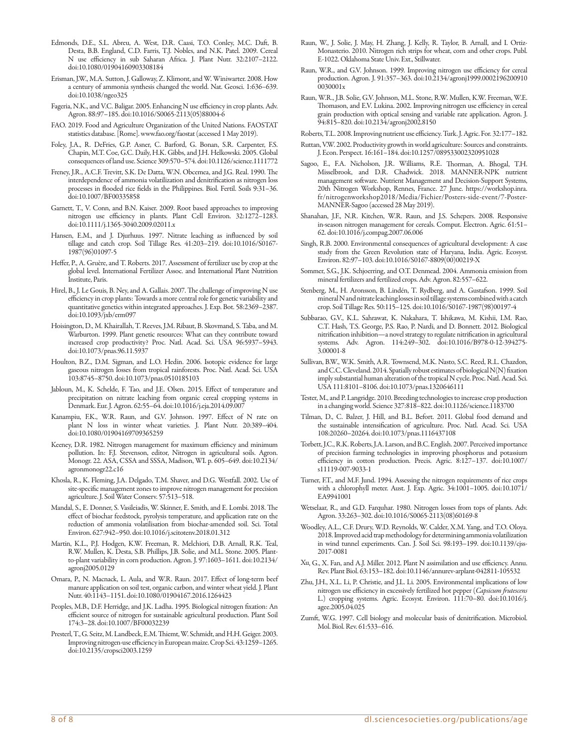Edmonds, D.E., S.L. Abreu, A. West, D.R. Caasi, T.O. Conley, M.C. Daft, B. Desta, B.B. England, C.D. Farris, T.J. Nobles, and N.K. Patel. 2009. Cereal N use efficiency in sub Saharan Africa. J. Plant Nutr. 32:2107–2122. doi:10.1080/01904160903308184

Erisman, J.W., M.A. Sutton, J. Galloway, Z. Klimont, and W. Winiwarter. 2008. How a century of ammonia synthesis changed the world. Nat. Geosci. 1:636–639. doi:10.1038/ngeo325

Fageria, N.K., and V.C. Baligar. 2005. Enhancing N use efficiency in crop plants. Adv. Agron. 88:97–185. doi:10.1016/S0065-2113(05)88004-6

FAO. 2019. Food and Agriculture Organization of the United Nations. FAOSTAT statistics database. [Rome]. www.fao.org/faostat (accessed 1 May 2019).

Foley, J.A., R. DeFries, G.P. Asner, C. Barford, G. Bonan, S.R. Carpenter, F.S. Chapin, M.T. Coe, G.C. Daily, H.K. Gibbs, and J.H. Helkowski. 2005. Global consequences of land use. Science 309:570–574. doi:10.1126/science.1111772

Freney, J.R., A.C.F. Trevitt, S.K. De Datta, W.N. Obcemea, and J.G. Real. 1990. The interdependence of ammonia volatilization and denitrification as nitrogen loss processes in flooded rice fields in the Philippines. Biol. Fertil. Soils 9:31–36. doi:10.1007/BF00335858

Garnett, T., V. Conn, and B.N. Kaiser. 2009. Root based approaches to improving nitrogen use efficiency in plants. Plant Cell Environ. 32:1272–1283. doi:10.1111/j.1365-3040.2009.02011.x

Hansen, E.M., and J. Djurhuus. 1997. Nitrate leaching as influenced by soil tillage and catch crop. Soil Tillage Res. 41:203–219. doi:10.1016/S0167-1987(96)01097-5

Heffer, P., A. Gruère, and T. Roberts. 2017. Assessment of fertilizer use by crop at the global level. International Fertilizer Assoc. and International Plant Nutrition Institute, Paris.

Hirel, B., J. Le Gouis, B. Ney, and A. Gallais. 2007. The challenge of improving N use efficiency in crop plants: Towards a more central role for genetic variability and quantitative genetics within integrated approaches. J. Exp. Bot. 58:2369–2387. doi:10.1093/jxb/erm097

Hoisington, D., M. Khairallah, T. Reeves, J.M. Ribaut, B. Skovmand, S. Taba, and M. Warburton. 1999. Plant genetic resources: What can they contribute toward increased crop productivity? Proc. Natl. Acad. Sci. USA 96:5937–5943. doi:10.1073/pnas.96.11.5937

Houlton, B.Z., D.M. Sigman, and L.O. Hedin. 2006. Isotopic evidence for large gaseous nitrogen losses from tropical rainforests. Proc. Natl. Acad. Sci. USA 103:8745–8750. doi:10.1073/pnas.0510185103

Jabloun, M., K. Schelde, F. Tao, and J.E. Olsen. 2015. Effect of temperature and precipitation on nitrate leaching from organic cereal cropping systems in Denmark. Eur. J. Agron. 62:55–64. doi:10.1016/j.eja.2014.09.007

Kanampiu, F.K., W.R. Raun, and G.V. Johnson. 1997. Effect of N rate on plant N loss in winter wheat varieties. J. Plant Nutr. 20:389–404. doi:10.1080/01904169709365259

Keeney, D.R. 1982. Nitrogen management for maximum efficiency and minimum pollution. In: F.J. Stevenson, editor, Nitrogen in agricultural soils. Agron. Monogr. 22. ASA, CSSA and SSSA, Madison, WI. p. 605–649. doi:10.2134/agronmonogr22.c16

Khosla, R., K. Fleming, J.A. Delgado, T.M. Shaver, and D.G. Westfall. 2002. Use of site-specific management zones to improve nitrogen management for precision agriculture. J. Soil Water Conserv. 57:513–518.

Mandal, S., E. Donner, S. Vasileiadis, W. Skinner, E. Smith, and E. Lombi. 2018. The effect of biochar feedstock, pyrolysis temperature, and application rate on the reduction of ammonia volatilisation from biochar-amended soil. Sci. Total Environ. 627:942–950. doi:10.1016/j.scitotenv.2018.01.312

Martin, K.L., P.J. Hodgen, K.W. Freeman, R. Melchiori, D.B. Arnall, R.K. Teal, R.W. Mullen, K. Desta, S.B. Phillips, J.B. Solie, and M.L. Stone. 2005. Plant-to-plant variability in corn production. Agron. J. 97:1603–1611. doi:10.2134/agronj2005.0129

Omara, P., N. Macnack, L. Aula, and W.R. Raun. 2017. Effect of long-term beef manure application on soil test, organic carbon, and winter wheat yield. J. Plant Nutr. 40:1143–1151. doi:10.1080/01904167.2016.1264423

Peoples, M.B., D.F. Herridge, and J.K. Ladha. 1995. Biological nitrogen fixation: An efficient source of nitrogen for sustainable agricultural production. Plant Soil 174:3–28. doi:10.1007/BF00032239

Presterl, T., G. Seitz, M. Landbeck, E.M. Thiemt, W. Schmidt, and H.H. Geiger. 2003. Improving nitrogen-use efficiency in European maize. Crop Sci. 43:1259–1265. doi:10.2135/cropsci2003.1259

Raun, W., J. Solie, J. May, H. Zhang, J. Kelly, R. Taylor, B. Arnall, and I. Ortiz-Monasterio. 2010. Nitrogen rich strips for wheat, corn and other crops. Publ. E-1022. Oklahoma State Univ. Ext., Stillwater.

Raun, W.R., and G.V. Johnson. 1999. Improving nitrogen use efficiency for cereal production. Agron. J. 91:357–363. doi:10.2134/agronj1999.00021962009100030001x

Raun, W.R., J.B. Solie, G.V. Johnson, M.L. Stone, R.W. Mullen, K.W. Freeman, W.E. Thomason, and E.V. Lukina. 2002. Improving nitrogen use efficiency in cereal grain production with optical sensing and variable rate application. Agron. J. 94:815–820. doi:10.2134/agronj2002.8150

Roberts, T.L. 2008. Improving nutrient use efficiency. Turk. J. Agric. For. 32:177–182.

Ruttan, V.W. 2002. Productivity growth in world agriculture: Sources and constraints. J. Econ. Perspect. 16:161–184. doi:10.1257/089533002320951028

Sagoo, E., F.A. Nicholson, J.R. Williams, R.E. Thorman, A. Bhogal, T.H. Misselbrook, and D.R. Chadwick. 2018. MANNER-NPK nutrient management software. Nutrient Management and Decision-Support Systems, 20th Nitrogen Workshop, Rennes, France. 27 June. https://workshop.inra.fr/nitrogenworkshop2018/Media/Fichier/Posters-side-event/7-Poster-MANNER-Sagoo (accessed 28 May 2019).

Shanahan, J.F., N.R. Kitchen, W.R. Raun, and J.S. Schepers. 2008. Responsive in-season nitrogen management for cereals. Comput. Electron. Agric. 61:51–62. doi:10.1016/j.compag.2007.06.006

Singh, R.B. 2000. Environmental consequences of agricultural development: A case study from the Green Revolution state of Haryana, India. Agric. Ecosyst. Environ. 82:97–103. doi:10.1016/S0167-8809(00)00219-X

Sommer, S.G., J.K. Schjoerring, and O.T. Denmead. 2004. Ammonia emission from mineral fertilizers and fertilized crops. Adv. Agron. 82:557–622.

Stenberg, M., H. Aronsson, B. Lindén, T. Rydberg, and A. Gustafson. 1999. Soil mineral N and nitrate leaching losses in soil tillage systems combined with a catch crop. Soil Tillage Res. 50:115–125. doi:10.1016/S0167-1987(98)00197-4

Subbarao, G.V., K.L. Sahrawat, K. Nakahara, T. Ishikawa, M. Kishii, I.M. Rao, C.T. Hash, T.S. George, P.S. Rao, P. Nardi, and D. Bonnett. 2012. Biological nitrification inhibition—a novel strategy to regulate nitrification in agricultural systems. Adv. Agron. 114:249–302. doi:10.1016/B978-0-12-394275-3.00001-8

Sullivan, B.W., W.K. Smith, A.R. Townsend, M.K. Nasto, S.C. Reed, R.L. Chazdon, and C.C. Cleveland. 2014. Spatially robust estimates of biological N(N) fixation imply substantial human alteration of the tropical N cycle. Proc. Natl. Acad. Sci. USA 111:8101–8106. doi:10.1073/pnas.1320646111

Tester, M., and P. Langridge. 2010. Breeding technologies to increase crop production in a changing world. Science 327:818–822. doi:10.1126/science.1183700

Tilman, D., C. Balzer, J. Hill, and B.L. Befort. 2011. Global food demand and the sustainable intensification of agriculture. Proc. Natl. Acad. Sci. USA 108:20260–20264. doi:10.1073/pnas.1116437108

Torbett, J.C., R.K. Roberts, J.A. Larson, and B.C. English. 2007. Perceived importance of precision farming technologies in improving phosphorus and potassium efficiency in cotton production. Precis. Agric. 8:127–137. doi:10.1007/s11119-007-9033-1

Turner, F.T., and M.F. Jund. 1994. Assessing the nitrogen requirements of rice crops with a chlorophyll meter. Aust. J. Exp. Agric. 34:1001–1005. doi:10.1071/EA9941001

Wetselaar, R., and G.D. Farquhar. 1980. Nitrogen losses from tops of plants. Adv. Agron. 33:263–302. doi:10.1016/S0065-2113(08)60169-8

Woodley, A.L., C.F. Drury, W.D. Reynolds, W. Calder, X.M. Yang, and T.O. Oloya. 2018. Improved acid trap methodology for determining ammonia volatilization in wind tunnel experiments. Can. J. Soil Sci. 98:193–199. doi:10.1139/cjss-2017-0081

Xu, G., X. Fan, and A.J. Miller. 2012. Plant N assimilation and use efficiency. Annu. Rev. Plant Biol. 63:153–182. doi:10.1146/annurev-arplant-042811-105532

Zhu, J.H., X.L. Li, P. Christie, and J.L. Li. 2005. Environmental implications of low nitrogen use efficiency in excessively fertilized hot pepper (*Capsicum frutescens* L.) cropping systems. Agric. Ecosyst. Environ. 111:70–80. doi:10.1016/j.agee.2005.04.025

Zumft, W.G. 1997. Cell biology and molecular basis of denitrification. Microbiol. Mol. Biol. Rev. 61:533–616.